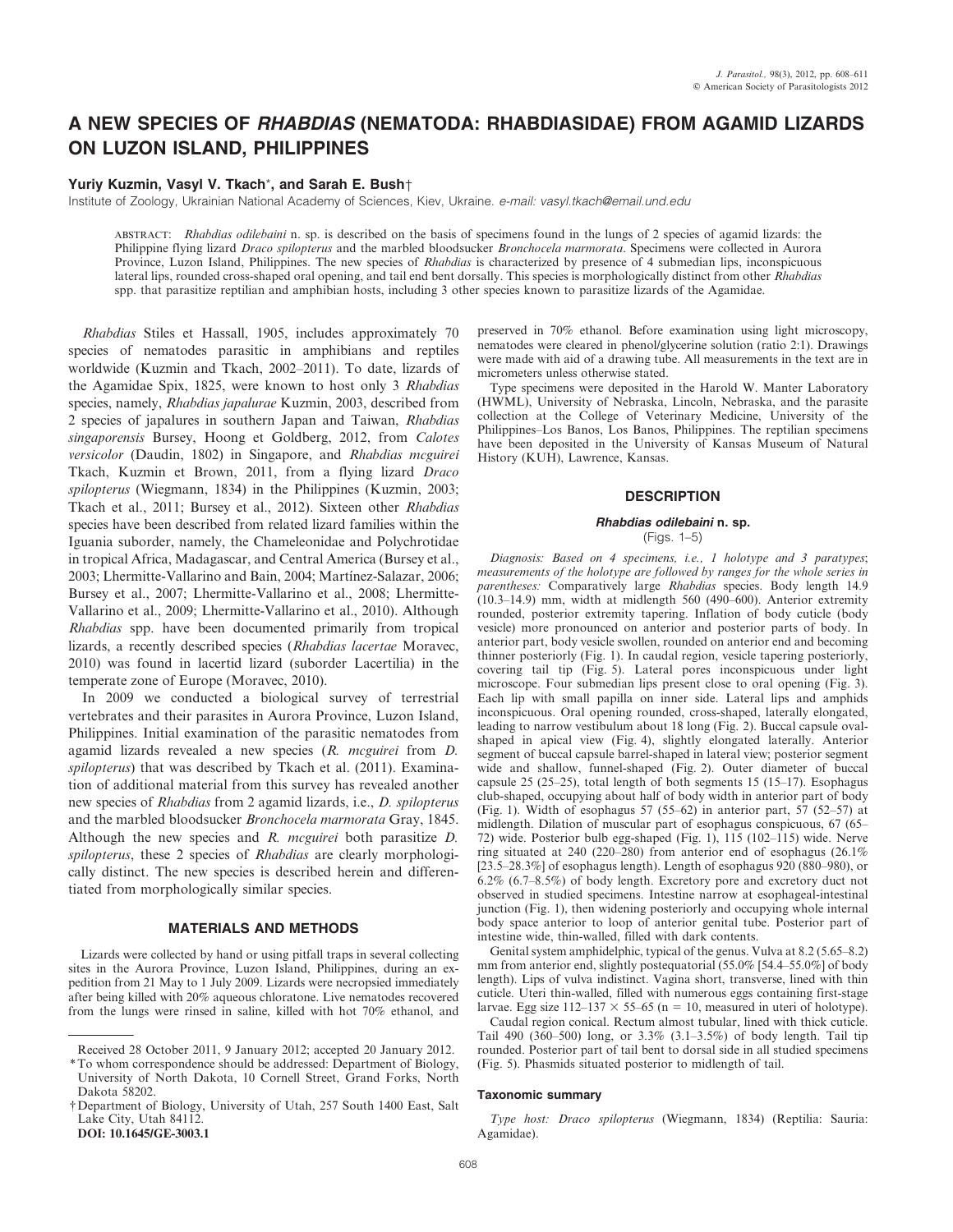# A NEW SPECIES OF *RHABDIAS* (NEMATODA: RHABDIASIDAE) FROM AGAMID LIZARDS ON LUZON ISLAND, PHILIPPINES

**Yuriy Kuzmin, Vasyl V. Tkach*, and Sarah E. Bush†**

Institute of Zoology, Ukrainian National Academy of Sciences, Kiev, Ukraine. *e-mail: vasyl.tkach@email.und.edu*

ABSTRACT: *Rhabdias odilebaini* n. sp. is described on the basis of specimens found in the lungs of 2 species of agamid lizards: the Philippine flying lizard *Draco spilopterus* and the marbled bloodsucker *Bronchocela marmorata*. Specimens were collected in Aurora Province, Luzon Island, Philippines. The new species of *Rhabdias* is characterized by presence of 4 submedian lips, inconspicuous lateral lips, rounded cross-shaped oral opening, and tail end bent dorsally. This species is morphologically distinct from other *Rhabdias* spp. that parasitize reptilian and amphibian hosts, including 3 other species known to parasitize lizards of the Agamidae.

*Rhabdias* Stiles et Hassall, 1905, includes approximately 70 species of nematodes parasitic in amphibians and reptiles worldwide (Kuzmin and Tkach, 2002–2011). To date, lizards of the Agamidae Spix, 1825, were known to host only 3 *Rhabdias* species, namely, *Rhabdias japalurae* Kuzmin, 2003, described from 2 species of japalures in southern Japan and Taiwan, *Rhabdias singaporensis* Bursey, Hoong et Goldberg, 2012, from *Calotes versicolor* (Daudin, 1802) in Singapore, and *Rhabdias mcguirei* Tkach, Kuzmin et Brown, 2011, from a flying lizard *Draco spilopterus* (Wiegmann, 1834) in the Philippines (Kuzmin, 2003; Tkach et al., 2011; Bursey et al., 2012). Sixteen other *Rhabdias* species have been described from related lizard families within the Iguania suborder, namely, the Chameleonidae and Polychrotidae in tropical Africa, Madagascar, and Central America (Bursey et al., 2003; Lhermitte-Vallarino and Bain, 2004; Martínez-Salazar, 2006; Bursey et al., 2007; Lhermitte-Vallarino et al., 2008; Lhermitte-Vallarino et al., 2009; Lhermitte-Vallarino et al., 2010). Although *Rhabdias* spp. have been documented primarily from tropical lizards, a recently described species (*Rhabdias lacertae* Moravec, 2010) was found in lacertid lizard (suborder Lacertilia) in the temperate zone of Europe (Moravec, 2010).

In 2009 we conducted a biological survey of terrestrial vertebrates and their parasites in Aurora Province, Luzon Island, Philippines. Initial examination of the parasitic nematodes from agamid lizards revealed a new species (*R. mcguirei* from *D. spilopterus*) that was described by Tkach et al. (2011). Examination of additional material from this survey has revealed another new species of *Rhabdias* from 2 agamid lizards, i.e., *D. spilopterus* and the marbled bloodsucker *Bronchocela marmorata* Gray, 1845. Although the new species and *R. mcguirei* both parasitize *D. spilopterus*, these 2 species of *Rhabdias* are clearly morphologically distinct. The new species is described herein and differentiated from morphologically similar species.

## MATERIALS AND METHODS

Lizards were collected by hand or using pitfall traps in several collecting sites in the Aurora Province, Luzon Island, Philippines, during an expedition from 21 May to 1 July 2009. Lizards were necropsied immediately after being killed with 20% aqueous chloratone. Live nematodes recovered from the lungs were rinsed in saline, killed with hot 70% ethanol, and preserved in 70% ethanol. Before examination using light microscopy, nematodes were cleared in phenol/glycerine solution (ratio 2:1). Drawings were made with aid of a drawing tube. All measurements in the text are in micrometers unless otherwise stated.

Type specimens were deposited in the Harold W. Manter Laboratory (HWML), University of Nebraska, Lincoln, Nebraska, and the parasite collection at the College of Veterinary Medicine, University of the Philippines–Los Banos, Los Banos, Philippines. The reptilian specimens have been deposited in the University of Kansas Museum of Natural History (KUH), Lawrence, Kansas.

Received 28 October 2011, 9 January 2012; accepted 20 January 2012.

\* To whom correspondence should be addressed: Department of Biology, University of North Dakota, 10 Cornell Street, Grand Forks, North Dakota 58202.

† Department of Biology, University of Utah, 257 South 1400 East, Salt Lake City, Utah 84112.

**DOI: 10.1645/GE-3003.1**

## DESCRIPTION

### *Rhabdias odilebaini* n. sp.

(Figs. 1–5)

*Diagnosis: Based on 4 specimens, i.e., 1 holotype and 3 paratypes; measurements of the holotype are followed by ranges for the whole series in parentheses:* Comparatively large *Rhabdias* species. Body length 14.9 (10.3–14.9) mm, width at midlength 560 (490–600). Anterior extremity rounded, posterior extremity tapering. Inflation of body cuticle (body vesicle) more pronounced on anterior and posterior parts of body. In anterior part, body vesicle swollen, rounded on anterior end and becoming thinner posteriorly (Fig. 1). In caudal region, vesicle tapering posteriorly, covering tail tip (Fig. 5). Lateral pores inconspicuous under light microscope. Four submedian lips present close to oral opening (Fig. 3). Each lip with small papilla on inner side. Lateral lips and amphids inconspicuous. Oral opening rounded, cross-shaped, laterally elongated, leading to narrow vestibulum about 18 long (Fig. 2). Buccal capsule oval-shaped in apical view (Fig. 4), slightly elongated laterally. Anterior segment of buccal capsule barrel-shaped in lateral view; posterior segment wide and shallow, funnel-shaped (Fig. 2). Outer diameter of buccal capsule 25 (25–25), total length of both segments 15 (15–17). Esophagus club-shaped, occupying about half of body width in anterior part of body (Fig. 1). Width of esophagus 57 (55–62) in anterior part, 57 (52–57) at midlength. Dilation of muscular part of esophagus conspicuous, 67 (65–72) wide. Posterior bulb egg-shaped (Fig. 1), 115 (102–115) wide. Nerve ring situated at 240 (220–280) from anterior end of esophagus (26.1% [23.5–28.3%] of esophagus length). Length of esophagus 920 (880–980), or 6.2% (6.7–8.5%) of body length. Excretory pore and excretory duct not observed in studied specimens. Intestine narrow at esophageal-intestinal junction (Fig. 1), then widening posteriorly and occupying whole internal body space anterior to loop of anterior genital tube. Posterior part of intestine wide, thin-walled, filled with dark contents.

Genital system amphidelphic, typical of the genus. Vulva at 8.2 (5.65–8.2) mm from anterior end, slightly postequatorial (55.0% [54.4–55.0%] of body length). Lips of vulva indistinct. Vagina short, transverse, lined with thin cuticle. Uteri thin-walled, filled with numerous eggs containing first-stage larvae. Egg size 112–137 × 55–65 (n = 10, measured in uteri of holotype).

Caudal region conical. Rectum almost tubular, lined with thick cuticle. Tail 490 (360–500) long, or 3.3% (3.1–3.5%) of body length. Tail tip rounded. Posterior part of tail bent to dorsal side in all studied specimens (Fig. 5). Phasmids situated posterior to midlength of tail.

#### Taxonomic summary

*Type host: Draco spilopterus* (Wiegmann, 1834) (Reptilia: Sauria: Agamidae).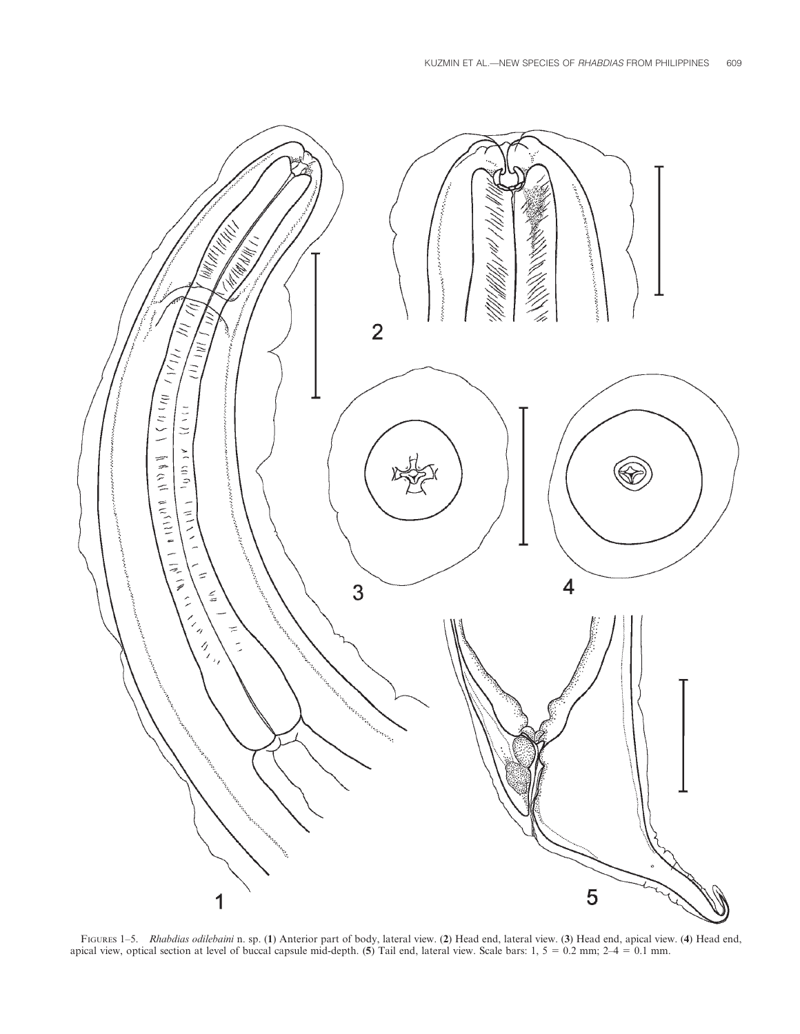FIGURES 1–5. *Rhabdias odilebaini* n. sp. (**1**) Anterior part of body, lateral view. (**2**) Head end, lateral view. (**3**) Head end, apical view. (**4**) Head end, apical view, optical section at level of buccal capsule mid-depth. (**5**) Tail end, lateral view. Scale bars: 1, 5 = 0.2 mm; 2–4 = 0.1 mm.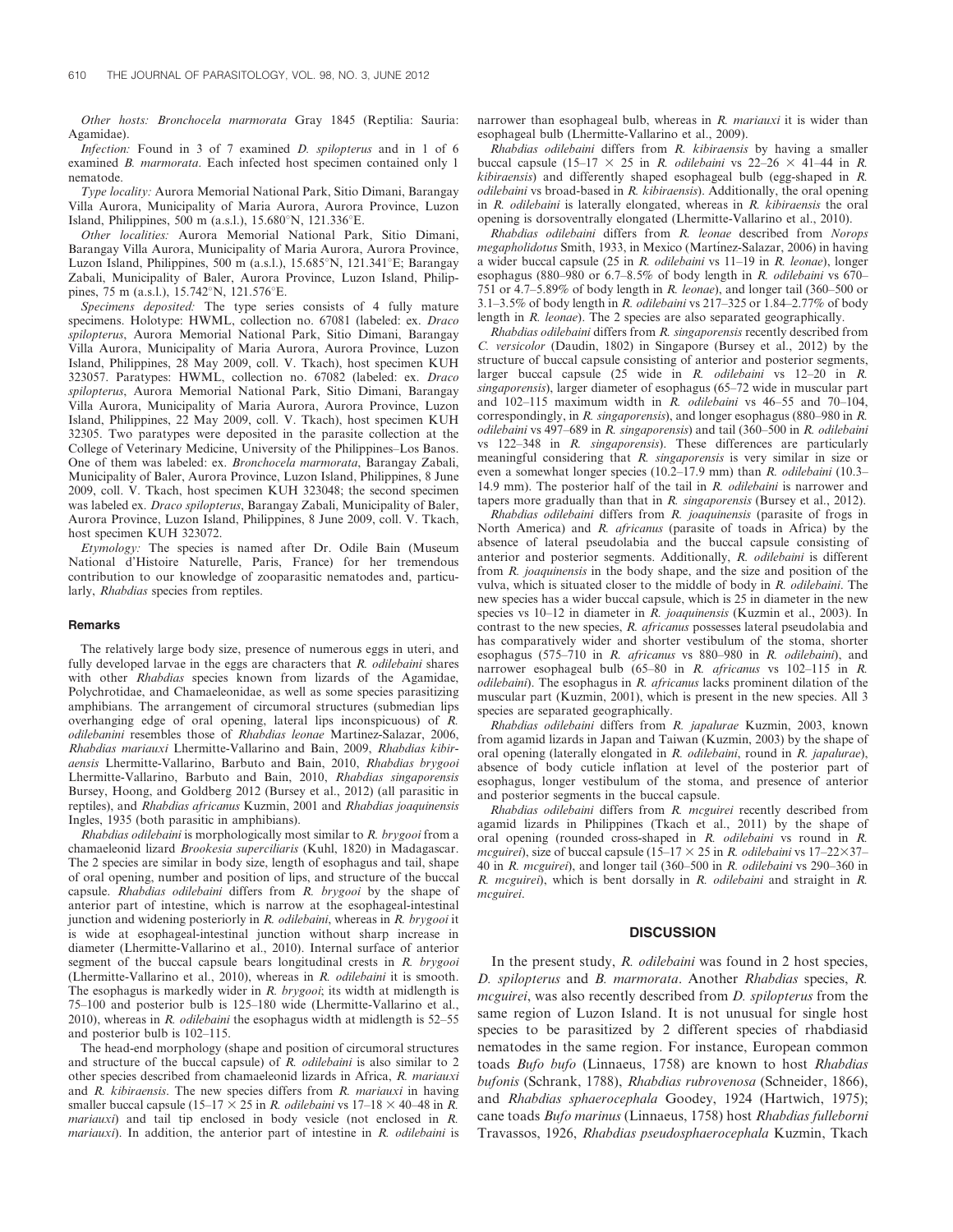*Other hosts*: *Bronchocela marmorata* Gray 1845 (Reptilia: Sauria: Agamidae).

*Infection*: Found in 3 of 7 examined *D. spilopterus* and in 1 of 6 examined *B. marmorata*. Each infected host specimen contained only 1 nematode.

*Type locality*: Aurora Memorial National Park, Sitio Dimani, Barangay Villa Aurora, Municipality of Maria Aurora, Aurora Province, Luzon Island, Philippines, 500 m (a.s.l.), 15.680°N, 121.336°E.

*Other localities*: Aurora Memorial National Park, Sitio Dimani, Barangay Villa Aurora, Municipality of Maria Aurora, Aurora Province, Luzon Island, Philippines, 500 m (a.s.l.), 15.685°N, 121.341°E; Barangay Zabali, Municipality of Baler, Aurora Province, Luzon Island, Philippines, 75 m (a.s.l.), 15.742°N, 121.576°E.

*Specimens deposited*: The type series consists of 4 fully mature specimens. Holotype: HWML, collection no. 67081 (labeled: ex. *Draco spilopterus*, Aurora Memorial National Park, Sitio Dimani, Barangay Villa Aurora, Municipality of Maria Aurora, Aurora Province, Luzon Island, Philippines, 28 May 2009, coll. V. Tkach), host specimen KUH 323057. Paratypes: HWML, collection no. 67082 (labeled: ex. *Draco spilopterus*, Aurora Memorial National Park, Sitio Dimani, Barangay Villa Aurora, Municipality of Maria Aurora, Aurora Province, Luzon Island, Philippines, 22 May 2009, coll. V. Tkach), host specimen KUH 32305. Two paratypes were deposited in the parasite collection at the College of Veterinary Medicine, University of the Philippines–Los Banos. One of them was labeled: ex. *Bronchocela marmorata*, Barangay Zabali, Municipality of Baler, Aurora Province, Luzon Island, Philippines, 8 June 2009, coll. V. Tkach, host specimen KUH 323048; the second specimen was labeled ex. *Draco spilopterus*, Barangay Zabali, Municipality of Baler, Aurora Province, Luzon Island, Philippines, 8 June 2009, coll. V. Tkach, host specimen KUH 323072.

*Etymology*: The species is named after Dr. Odile Bain (Museum National d'Histoire Naturelle, Paris, France) for her tremendous contribution to our knowledge of zooparasitic nematodes and, particularly, *Rhabdias* species from reptiles.

### Remarks

The relatively large body size, presence of numerous eggs in uteri, and fully developed larvae in the eggs are characters that *R. odilebaini* shares with other *Rhabdias* species known from lizards of the Agamidae, Polychrotidae, and Chamaeleonidae, as well as some species parasitizing amphibians. The arrangement of circumoral structures (submedian lips overhanging edge of oral opening, lateral lips inconspicuous) of *R. odilebanini* resembles those of *Rhabdias leonae* Martinez-Salazar, 2006, *Rhabdias mariauxi* Lhermitte-Vallarino and Bain, 2009, *Rhabdias kibiraensis* Lhermitte-Vallarino, Barbuto and Bain, 2010, *Rhabdias brygooi* Lhermitte-Vallarino, Barbuto and Bain, 2010, *Rhabdias singaporensis* Bursey, Hoong, and Goldberg 2012 (Bursey et al., 2012) (all parasitic in reptiles), and *Rhabdias africanus* Kuzmin, 2001 and *Rhabdias joaquinensis* Ingles, 1935 (both parasitic in amphibians).

*Rhabdias odilebaini* is morphologically most similar to *R. brygooi* from a chamaeleonid lizard *Brookesia superciliaris* (Kuhl, 1820) in Madagascar. The 2 species are similar in body size, length of esophagus and tail, shape of oral opening, number and position of lips, and structure of the buccal capsule. *Rhabdias odilebaini* differs from *R. brygooi* by the shape of anterior part of intestine, which is narrow at the esophageal-intestinal junction and widening posteriorly in *R. odilebaini*, whereas in *R. brygooi* it is wide at esophageal-intestinal junction without sharp increase in diameter (Lhermitte-Vallarino et al., 2010). Internal surface of anterior segment of the buccal capsule bears longitudinal crests in *R. brygooi* (Lhermitte-Vallarino et al., 2010), whereas in *R. odilebaini* it is smooth. The esophagus is markedly wider in *R. brygooi*; its width at midlength is 75–100 and posterior bulb is 125–180 wide (Lhermitte-Vallarino et al., 2010), whereas in *R. odilebaini* the esophagus width at midlength is 52–55 and posterior bulb is 102–115.

The head-end morphology (shape and position of circumoral structures and structure of the buccal capsule) of *R. odilebaini* is also similar to 2 other species described from chamaeleonid lizards in Africa, *R. mariauxi* and *R. kibiraensis*. The new species differs from *R. mariauxi* in having smaller buccal capsule (15–17 $\times$ 25 in *R. odilebaini* vs 17–18 $\times$ 40–48 in *R. mariauxi*) and tail tip enclosed in body vesicle (not enclosed in *R. mariauxi*). In addition, the anterior part of intestine in *R. odilebaini* is narrower than esophageal bulb, whereas in *R. mariauxi* it is wider than esophageal bulb (Lhermitte-Vallarino et al., 2009).

*Rhabdias odilebaini* differs from *R. kibiraensis* by having a smaller buccal capsule (15–17 $\times$ 25 in *R. odilebaini* vs 22–26 $\times$ 41–44 in *R. kibiraensis*) and differently shaped esophageal bulb (egg-shaped in *R. odilebaini* vs broad-based in *R. kibiraensis*). Additionally, the oral opening in *R. odilebaini* is laterally elongated, whereas in *R. kibiraensis* the oral opening is dorsoventrally elongated (Lhermitte-Vallarino et al., 2010).

*Rhabdias odilebaini* differs from *R. leonae* described from *Norops megapholidotus* Smith, 1933, in Mexico (Martínez-Salazar, 2006) in having a wider buccal capsule (25 in *R. odilebaini* vs 11–19 in *R. leonae*), longer esophagus (880–980 or 6.7–8.5% of body length in *R. odilebaini* vs 670–751 or 4.7–5.89% of body length in *R. leonae*), and longer tail (360–500 or 3.1–3.5% of body length in *R. odilebaini* vs 217–325 or 1.84–2.77% of body length in *R. leonae*). The 2 species are also separated geographically.

*Rhabdias odilebaini* differs from *R. singaporensis* recently described from *C. versicolor* (Daudin, 1802) in Singapore (Bursey et al., 2012) by the structure of buccal capsule consisting of anterior and posterior segments, larger buccal capsule (25 wide in *R. odilebaini* vs 12–20 in *R. singaporensis*), larger diameter of esophagus (65–72 wide in muscular part and 102–115 maximum width in *R. odilebaini* vs 46–55 and 70–104, correspondingly, in *R. singaporensis*), and longer esophagus (880–980 in *R. odilebaini* vs 497–689 in *R. singaporensis*) and tail (360–500 in *R. odilebaini* vs 122–348 in *R. singaporensis*). These differences are particularly meaningful considering that *R. singaporensis* is very similar in size or even a somewhat longer species (10.2–17.9 mm) than *R. odilebaini* (10.3–14.9 mm). The posterior half of the tail in *R. odilebaini* is narrower and tapers more gradually than that in *R. singaporensis* (Bursey et al., 2012).

*Rhabdias odilebaini* differs from *R. joaquinensis* (parasite of frogs in North America) and *R. africanus* (parasite of toads in Africa) by the absence of lateral pseudolabia and the buccal capsule consisting of anterior and posterior segments. Additionally, *R. odilebaini* is different from *R. joaquinensis* in the body shape, and the size and position of the vulva, which is situated closer to the middle of body in *R. odilebaini*. The new species has a wider buccal capsule, which is 25 in diameter in the new species vs 10–12 in diameter in *R. joaquinensis* (Kuzmin et al., 2003). In contrast to the new species, *R. africanus* possesses lateral pseudolabia and has comparatively wider and shorter vestibulum of the stoma, shorter esophagus (575–710 in *R. africanus* vs 880–980 in *R. odilebaini*), and narrower esophageal bulb (65–80 in *R. africanus* vs 102–115 in *R. odilebaini*). The esophagus in *R. africanus* lacks prominent dilation of the muscular part (Kuzmin, 2001), which is present in the new species. All 3 species are separated geographically.

*Rhabdias odilebaini* differs from *R. japalurae* Kuzmin, 2003, known from agamid lizards in Japan and Taiwan (Kuzmin, 2003) by the shape of oral opening (laterally elongated in *R. odilebaini*, round in *R. japalurae*), absence of body cuticle inflation at level of the posterior part of esophagus, longer vestibulum of the stoma, and presence of anterior and posterior segments in the buccal capsule.

*Rhabdias odilebaini* differs from *R. mcguirei* recently described from agamid lizards in Philippines (Tkach et al., 2011) by the shape of oral opening (rounded cross-shaped in *R. odilebaini* vs round in *R. mcguirei*), size of buccal capsule (15–17 $\times$ 25 in *R. odilebaini* vs 17–22$\times$37–40 in *R. mcguirei*), and longer tail (360–500 in *R. odilebaini* vs 290–360 in *R. mcguirei*), which is bent dorsally in *R. odilebaini* and straight in *R. mcguirei*.

## DISCUSSION

In the present study, *R. odilebaini* was found in 2 host species, *D. spilopterus* and *B. marmorata*. Another *Rhabdias* species, *R. mcguirei*, was also recently described from *D. spilopterus* from the same region of Luzon Island. It is not unusual for single host species to be parasitized by 2 different species of rhabdiasid nematodes in the same region. For instance, European common toads *Bufo bufo* (Linnaeus, 1758) are known to host *Rhabdias bufonis* (Schrank, 1788), *Rhabdias rubrovenosa* (Schneider, 1866), and *Rhabdias sphaerocephala* Goodey, 1924 (Hartwich, 1975); cane toads *Bufo marinus* (Linnaeus, 1758) host *Rhabdias fulleborni* Travassos, 1926, *Rhabdias pseudosphaerocephala* Kuzmin, Tkach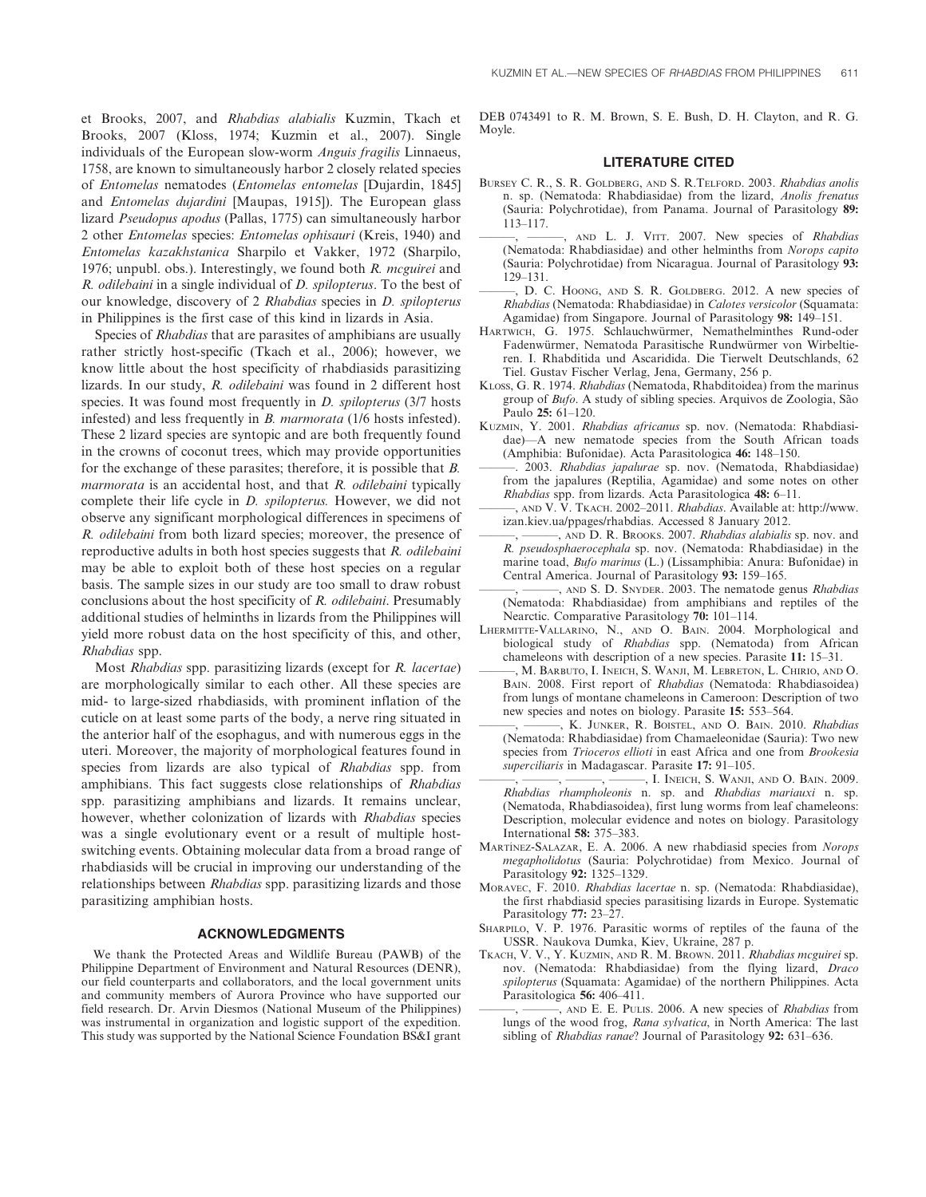et Brooks, 2007, and *Rhabdias alabialis* Kuzmin, Tkach et Brooks, 2007 (Kloss, 1974; Kuzmin et al., 2007). Single individuals of the European slow-worm *Anguis fragilis* Linnaeus, 1758, are known to simultaneously harbor 2 closely related species of *Entomelas* nematodes (*Entomelas entomelas* [Dujardin, 1845] and *Entomelas dujardini* [Maupas, 1915]). The European glass lizard *Pseudopus apodus* (Pallas, 1775) can simultaneously harbor 2 other *Entomelas* species: *Entomelas ophisauri* (Kreis, 1940) and *Entomelas kazakhstanica* Sharpilo et Vakker, 1972 (Sharpilo, 1976; unpubl. obs.). Interestingly, we found both *R. mcguirei* and *R. odilebaini* in a single individual of *D. spilopterus*. To the best of our knowledge, discovery of 2 *Rhabdias* species in *D. spilopterus* in Philippines is the first case of this kind in lizards in Asia.

Species of *Rhabdias* that are parasites of amphibians are usually rather strictly host-specific (Tkach et al., 2006); however, we know little about the host specificity of rhabdiasids parasitizing lizards. In our study, *R. odilebaini* was found in 2 different host species. It was found most frequently in *D. spilopterus* (3/7 hosts infested) and less frequently in *B. marmorata* (1/6 hosts infested). These 2 lizard species are syntopic and are both frequently found in the crowns of coconut trees, which may provide opportunities for the exchange of these parasites; therefore, it is possible that *B. marmorata* is an accidental host, and that *R. odilebaini* typically complete their life cycle in *D. spilopterus.* However, we did not observe any significant morphological differences in specimens of *R. odilebaini* from both lizard species; moreover, the presence of reproductive adults in both host species suggests that *R. odilebaini* may be able to exploit both of these host species on a regular basis. The sample sizes in our study are too small to draw robust conclusions about the host specificity of *R. odilebaini*. Presumably additional studies of helminths in lizards from the Philippines will yield more robust data on the host specificity of this, and other, *Rhabdias* spp.

Most *Rhabdias* spp. parasitizing lizards (except for *R. lacertae*) are morphologically similar to each other. All these species are mid- to large-sized rhabdiasids, with prominent inflation of the cuticle on at least some parts of the body, a nerve ring situated in the anterior half of the esophagus, and with numerous eggs in the uteri. Moreover, the majority of morphological features found in species from lizards are also typical of *Rhabdias* spp. from amphibians. This fact suggests close relationships of *Rhabdias* spp. parasitizing amphibians and lizards. It remains unclear, however, whether colonization of lizards with *Rhabdias* species was a single evolutionary event or a result of multiple host-switching events. Obtaining molecular data from a broad range of rhabdiasids will be crucial in improving our understanding of the relationships between *Rhabdias* spp. parasitizing lizards and those parasitizing amphibian hosts.

## ACKNOWLEDGMENTS

We thank the Protected Areas and Wildlife Bureau (PAWB) of the Philippine Department of Environment and Natural Resources (DENR), our field counterparts and collaborators, and the local government units and community members of Aurora Province who have supported our field research. Dr. Arvin Diesmos (National Museum of the Philippines) was instrumental in organization and logistic support of the expedition. This study was supported by the National Science Foundation BS&I grant DEB 0743491 to R. M. Brown, S. E. Bush, D. H. Clayton, and R. G. Moyle.

## LITERATURE CITED

BURSEY C. R., S. R. GOLDBERG, AND S. R.TELFORD. 2003. *Rhabdias anolis* n. sp. (Nematoda: Rhabdiasidae) from the lizard, *Anolis frenatus* (Sauria: Polychrotidae), from Panama. Journal of Parasitology **89:** 113–117.

———, ———, AND L. J. VITT. 2007. New species of *Rhabdias* (Nematoda: Rhabdiasidae) and other helminths from *Norops capito* (Sauria: Polychrotidae) from Nicaragua. Journal of Parasitology **93:** 129–131.

———, D. C. HOONG, AND S. R. GOLDBERG. 2012. A new species of *Rhabdias* (Nematoda: Rhabdiasidae) in *Calotes versicolor* (Squamata: Agamidae) from Singapore. Journal of Parasitology **98:** 149–151.

HARTWICH, G. 1975. Schlauchwürmer, Nemathelminthes Rund-oder Fadenwürmer, Nematoda Parasitische Rundwürmer von Wirbeltieren. I. Rhabditida und Ascaridida. Die Tierwelt Deutschlands, 62 Tiel. Gustav Fischer Verlag, Jena, Germany, 256 p.

KLOSS, G. R. 1974. *Rhabdias* (Nematoda, Rhabditoidea) from the marinus group of *Bufo*. A study of sibling species. Arquivos de Zoologia, São Paulo **25:** 61–120.

KUZMIN, Y. 2001. *Rhabdias africanus* sp. nov. (Nematoda: Rhabdiasidae)—A new nematode species from the South African toads (Amphibia: Bufonidae). Acta Parasitologica **46:** 148–150.

———. 2003. *Rhabdias japalurae* sp. nov. (Nematoda, Rhabdiasidae) from the japalures (Reptilia, Agamidae) and some notes on other *Rhabdias* spp. from lizards. Acta Parasitologica **48:** 6–11.

———, AND V. V. TKACH. 2002–2011. *Rhabdias*. Available at: http://www.izan.kiev.ua/ppages/rhabdias. Accessed 8 January 2012.

———, ———, AND D. R. BROOKS. 2007. *Rhabdias alabialis* sp. nov. and *R. pseudosphaerocephala* sp. nov. (Nematoda: Rhabdiasidae) in the marine toad, *Bufo marinus* (L.) (Lissamphibia: Anura: Bufonidae) in Central America. Journal of Parasitology **93:** 159–165.

———, ———, AND S. D. SNYDER. 2003. The nematode genus *Rhabdias* (Nematoda: Rhabdiasidae) from amphibians and reptiles of the Nearctic. Comparative Parasitology **70:** 101–114.

LHERMITTE-VALLARINO, N., AND O. BAIN. 2004. Morphological and biological study of *Rhabdias* spp. (Nematoda) from African chameleons with description of a new species. Parasite **11:** 15–31.

———, M. BARBUTO, I. INEICH, S. WANJI, M. LEBRETON, L. CHIRIO, AND O. BAIN. 2008. First report of *Rhabdias* (Nematoda: Rhabdiasoidea) from lungs of montane chameleons in Cameroon: Description of two new species and notes on biology. Parasite **15:** 553–564.

———, ———, K. JUNKER, R. BOISTEL, AND O. BAIN. 2010. *Rhabdias* (Nematoda: Rhabdiasidae) from Chamaeleonidae (Sauria): Two new species from *Trioceros ellioti* in east Africa and one from *Brookesia superciliaris* in Madagascar. Parasite **17:** 91–105.

———, ———, ———, ———, I. INEICH, S. WANJI, AND O. BAIN. 2009. *Rhabdias rhampholeonis* n. sp. and *Rhabdias mariauxi* n. sp. (Nematoda, Rhabdiasoidea), first lung worms from leaf chameleons: Description, molecular evidence and notes on biology. Parasitology International **58:** 375–383.

MARTÍNEZ-SALAZAR, E. A. 2006. A new rhabdiasid species from *Norops megapholidotus* (Sauria: Polychrotidae) from Mexico. Journal of Parasitology **92:** 1325–1329.

MORAVEC, F. 2010. *Rhabdias lacertae* n. sp. (Nematoda: Rhabdiasidae), the first rhabdiasid species parasitising lizards in Europe. Systematic Parasitology **77:** 23–27.

SHARPILO, V. P. 1976. Parasitic worms of reptiles of the fauna of the USSR. Naukova Dumka, Kiev, Ukraine, 287 p.

TKACH, V. V., Y. KUZMIN, AND R. M. BROWN. 2011. *Rhabdias mcguirei* sp. nov. (Nematoda: Rhabdiasidae) from the flying lizard, *Draco spilopterus* (Squamata: Agamidae) of the northern Philippines. Acta Parasitologica **56:** 406–411.

———, ———, AND E. E. PULIS. 2006. A new species of *Rhabdias* from lungs of the wood frog, *Rana sylvatica*, in North America: The last sibling of *Rhabdias ranae*? Journal of Parasitology **92:** 631–636.